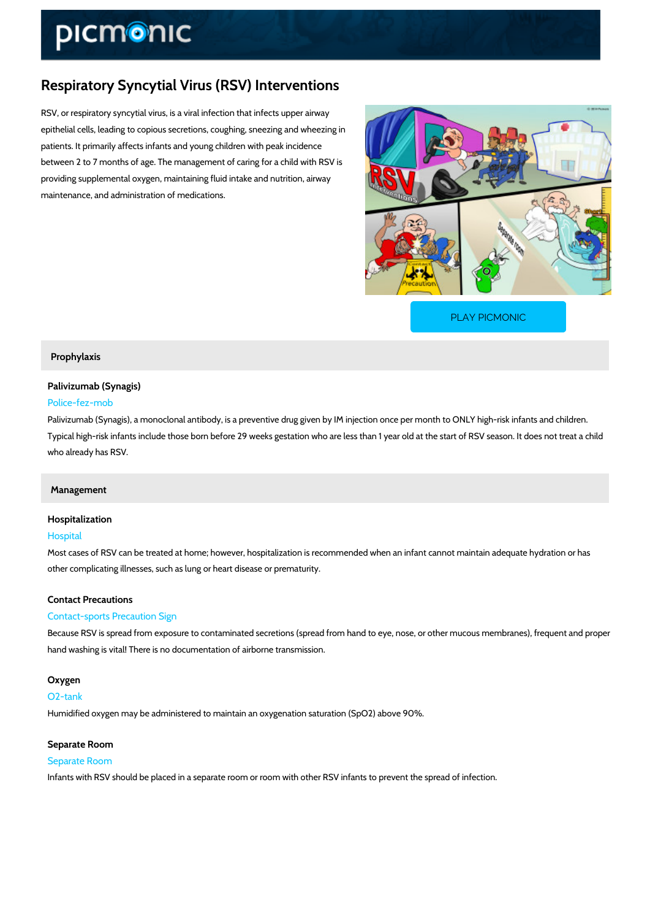# Respiratory Syncytial Virus (RSV) Interventions

RSV, or respiratory syncytial virus, is a viral infection that infects upper airway epithelial cells, leading to copious secretions, coughing, sneezing and wheezing in patients. It primarily affects infants and young children with peak incidence between 2 to 7 months of age. The management of caring for a child with RSV is providing supplemental oxygen, maintaining fluid intake and nutrition, airway maintenance, and administration of medications.

PLAY PICMONIC

## Prophylaxis

### Palivizumab (Synagis)

Police-fez-mob

Palivizumab (Synagis), a monoclonal antibody, is a preventive drug given by IM injection once per month to ONLY high-risk infants and children. Typical high-risk infants include those born before 29 weeks gestation who are less than 1 year old at the start of RSV season. It does not treat a child who already has RSV.

## Management

### Hospitalization

Hospital

Most cases of RSV can be treated at home; however, hospitalization is recommended when an infant cannot maintain adequate hydration or has other complicating illnesses, such as lung or heart disease or prematurity.

### Contact Precautions

Contact-sports Precaution Sign

Because RSV is spread from exposure to contaminated secretions (spread from hand to eye, nose, or other mucous membranes), frequent and proper hand washing is vital! There is no documentation of airborne transmission.

### Oxygen

O2-tank

Humidified oxygen may be administered to maintain an oxygenation saturation ($SpO_2$) above 90%.

### Separate Room

Separate Room

Infants with RSV should be placed in a separate room or room with other RSV infants to prevent the spread of infection.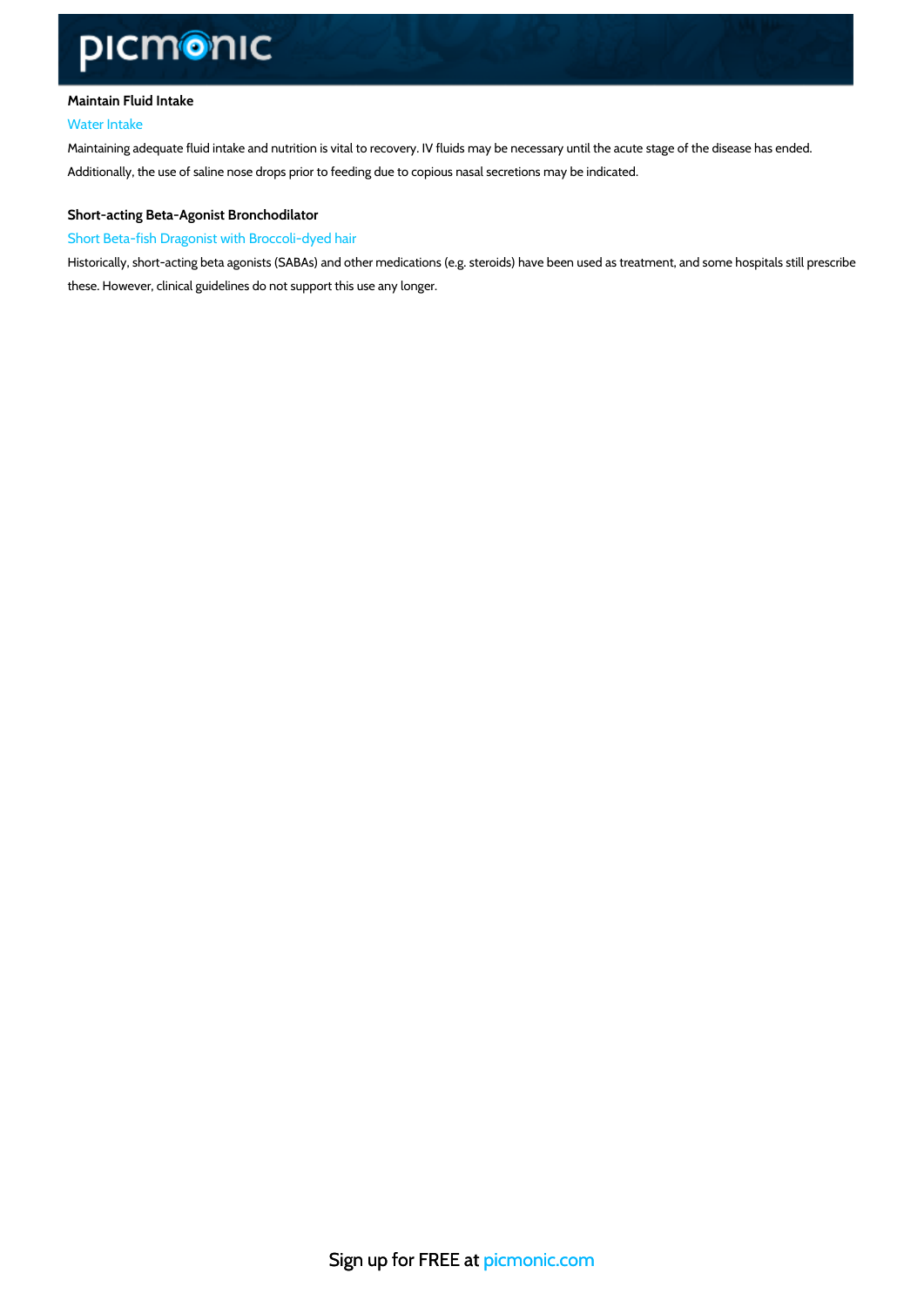**Maintain Fluid Intake**

Water Intake

Maintaining adequate fluid intake and nutrition is vital to recovery. IV fluids may be necessary until the acute stage of the disease has ended. Additionally, the use of saline nose drops prior to feeding due to copious nasal secretions may be indicated.

**Short-acting Beta-Agonist Bronchodilator**

Short Beta-fish Dragonist with Broccoli-dyed hair

Historically, short-acting beta agonists (SABAs) and other medications (e.g. steroids) have been used as treatment, and some hospitals still prescribe these. However, clinical guidelines do not support this use any longer.